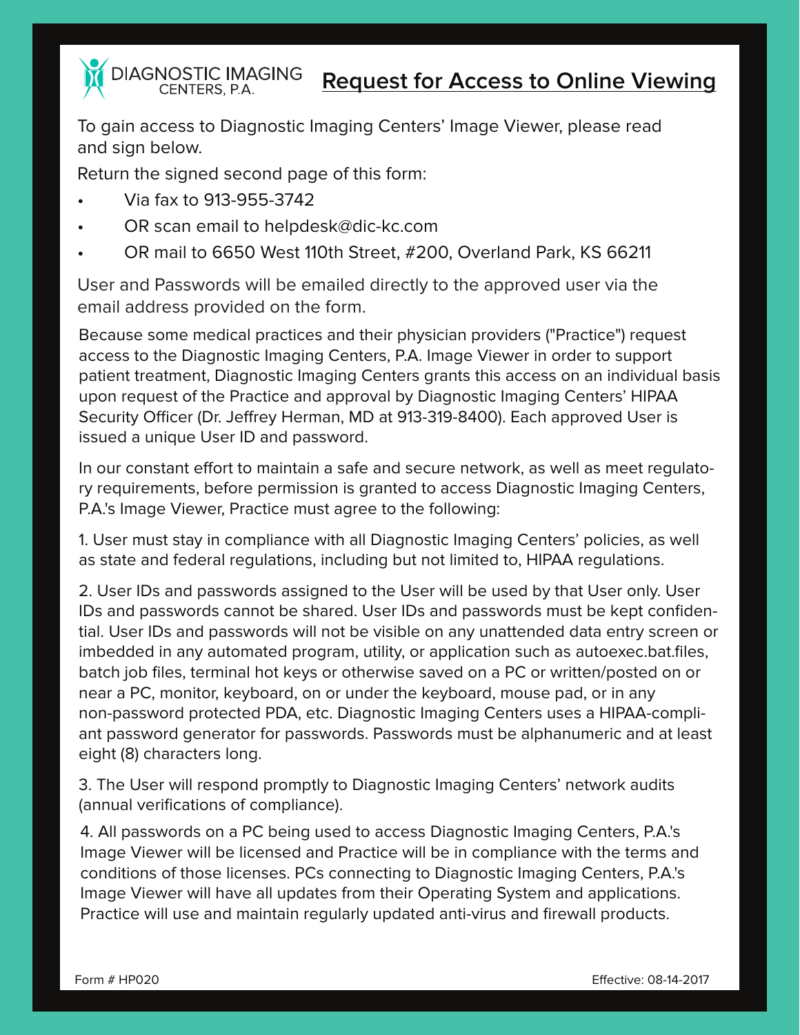DIAGNOSTIC IMAGING CENTERS, P.A.

# Request for Access to Online Viewing

To gain access to Diagnostic Imaging Centers' Image Viewer, please read and sign below.

Return the signed second page of this form:

- Via fax to 913-955-3742
- OR scan email to helpdesk@dic-kc.com
- OR mail to 6650 West 110th Street, #200, Overland Park, KS 66211

User and Passwords will be emailed directly to the approved user via the email address provided on the form.

Because some medical practices and their physician providers ("Practice") request access to the Diagnostic Imaging Centers, P.A. Image Viewer in order to support patient treatment, Diagnostic Imaging Centers grants this access on an individual basis upon request of the Practice and approval by Diagnostic Imaging Centers' HIPAA Security Officer (Dr. Jeffrey Herman, MD at 913-319-8400). Each approved User is issued a unique User ID and password.

In our constant effort to maintain a safe and secure network, as well as meet regulatory requirements, before permission is granted to access Diagnostic Imaging Centers, P.A.'s Image Viewer, Practice must agree to the following:

1. User must stay in compliance with all Diagnostic Imaging Centers' policies, as well as state and federal regulations, including but not limited to, HIPAA regulations.

2. User IDs and passwords assigned to the User will be used by that User only. User IDs and passwords cannot be shared. User IDs and passwords must be kept confidential. User IDs and passwords will not be visible on any unattended data entry screen or imbedded in any automated program, utility, or application such as autoexec.bat.files, batch job files, terminal hot keys or otherwise saved on a PC or written/posted on or near a PC, monitor, keyboard, on or under the keyboard, mouse pad, or in any non-password protected PDA, etc. Diagnostic Imaging Centers uses a HIPAA-compliant password generator for passwords. Passwords must be alphanumeric and at least eight (8) characters long.

3. The User will respond promptly to Diagnostic Imaging Centers' network audits (annual verifications of compliance).

4. All passwords on a PC being used to access Diagnostic Imaging Centers, P.A.'s Image Viewer will be licensed and Practice will be in compliance with the terms and conditions of those licenses. PCs connecting to Diagnostic Imaging Centers, P.A.'s Image Viewer will have all updates from their Operating System and applications. Practice will use and maintain regularly updated anti-virus and firewall products.

Form # HP020

Effective: 08-14-2017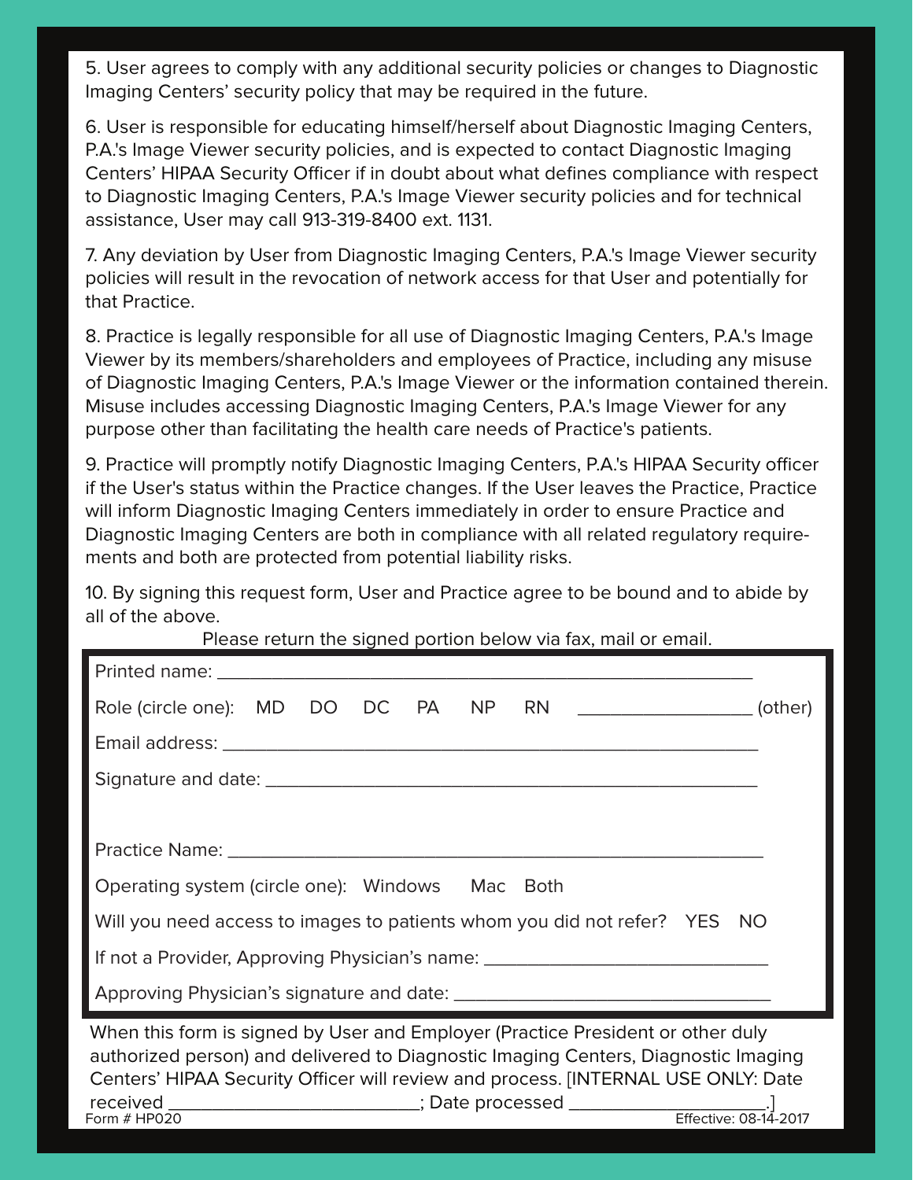5. User agrees to comply with any additional security policies or changes to Diagnostic Imaging Centers' security policy that may be required in the future.

6. User is responsible for educating himself/herself about Diagnostic Imaging Centers, P.A.'s Image Viewer security policies, and is expected to contact Diagnostic Imaging Centers' HIPAA Security Officer if in doubt about what defines compliance with respect to Diagnostic Imaging Centers, P.A.'s Image Viewer security policies and for technical assistance, User may call 913-319-8400 ext. 1131.

7. Any deviation by User from Diagnostic Imaging Centers, P.A.'s Image Viewer security policies will result in the revocation of network access for that User and potentially for that Practice.

8. Practice is legally responsible for all use of Diagnostic Imaging Centers, P.A.'s Image Viewer by its members/shareholders and employees of Practice, including any misuse of Diagnostic Imaging Centers, P.A.'s Image Viewer or the information contained therein. Misuse includes accessing Diagnostic Imaging Centers, P.A.'s Image Viewer for any purpose other than facilitating the health care needs of Practice's patients.

9. Practice will promptly notify Diagnostic Imaging Centers, P.A.'s HIPAA Security officer if the User's status within the Practice changes. If the User leaves the Practice, Practice will inform Diagnostic Imaging Centers immediately in order to ensure Practice and Diagnostic Imaging Centers are both in compliance with all related regulatory requirements and both are protected from potential liability risks.

10. By signing this request form, User and Practice agree to be bound and to abide by all of the above.

Please return the signed portion below via fax, mail or email.

Printed name: ______________________________________________________

Role (circle one): MD DO DC PA NP RN _________________ (other)

Email address: ______________________________________________________

Signature and date: __________________________________________________

Practice Name: ______________________________________________________

Operating system (circle one): Windows Mac Both

Will you need access to images to patients whom you did not refer? YES NO

If not a Provider, Approving Physician's name: _____________________________

Approving Physician's signature and date: _________________________________

When this form is signed by User and Employer (Practice President or other duly authorized person) and delivered to Diagnostic Imaging Centers, Diagnostic Imaging Centers' HIPAA Security Officer will review and process. [INTERNAL USE ONLY: Date received _________________________; Date processed ____________________.]

Form # HP020 Effective: 08-14-2017